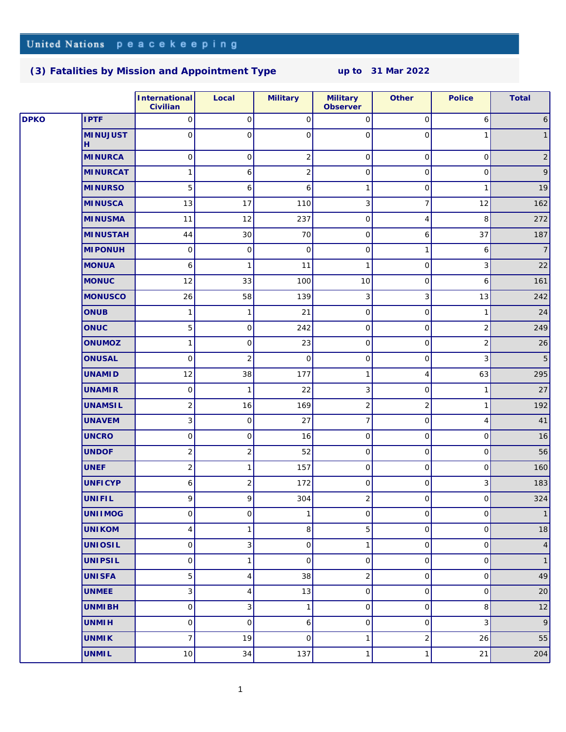United Nations peacekeeping

## (3) Fatalities by Mission and Appointment Type up to 31 Mar 2022

| | | International Civilian | Local | Military | Military Observer | Other | Police | Total |
|---|---|---|---|---|---|---|---|---|
| DPKO | IPTF | 0 | 0 | 0 | 0 | 0 | 6 | 6 |
| | MINUJUSTH | 0 | 0 | 0 | 0 | 0 | 1 | 1 |
| | MINURCA | 0 | 0 | 2 | 0 | 0 | 0 | 2 |
| | MINURCAT | 1 | 6 | 2 | 0 | 0 | 0 | 9 |
| | MINURSO | 5 | 6 | 6 | 1 | 0 | 1 | 19 |
| | MINUSCA | 13 | 17 | 110 | 3 | 7 | 12 | 162 |
| | MINUSMA | 11 | 12 | 237 | 0 | 4 | 8 | 272 |
| | MINUSTAH | 44 | 30 | 70 | 0 | 6 | 37 | 187 |
| | MIPONUH | 0 | 0 | 0 | 0 | 1 | 6 | 7 |
| | MONUA | 6 | 1 | 11 | 1 | 0 | 3 | 22 |
| | MONUC | 12 | 33 | 100 | 10 | 0 | 6 | 161 |
| | MONUSCO | 26 | 58 | 139 | 3 | 3 | 13 | 242 |
| | ONUB | 1 | 1 | 21 | 0 | 0 | 1 | 24 |
| | ONUC | 5 | 0 | 242 | 0 | 0 | 2 | 249 |
| | ONUMOZ | 1 | 0 | 23 | 0 | 0 | 2 | 26 |
| | ONUSAL | 0 | 2 | 0 | 0 | 0 | 3 | 5 |
| | UNAMID | 12 | 38 | 177 | 1 | 4 | 63 | 295 |
| | UNAMIR | 0 | 1 | 22 | 3 | 0 | 1 | 27 |
| | UNAMSIL | 2 | 16 | 169 | 2 | 2 | 1 | 192 |
| | UNAVEM | 3 | 0 | 27 | 7 | 0 | 4 | 41 |
| | UNCRO | 0 | 0 | 16 | 0 | 0 | 0 | 16 |
| | UNDOF | 2 | 2 | 52 | 0 | 0 | 0 | 56 |
| | UNEF | 2 | 1 | 157 | 0 | 0 | 0 | 160 |
| | UNFICYP | 6 | 2 | 172 | 0 | 0 | 3 | 183 |
| | UNIFIL | 9 | 9 | 304 | 2 | 0 | 0 | 324 |
| | UNIIMOG | 0 | 0 | 1 | 0 | 0 | 0 | 1 |
| | UNIKOM | 4 | 1 | 8 | 5 | 0 | 0 | 18 |
| | UNIOSIL | 0 | 3 | 0 | 1 | 0 | 0 | 4 |
| | UNIPSIL | 0 | 1 | 0 | 0 | 0 | 0 | 1 |
| | UNISFA | 5 | 4 | 38 | 2 | 0 | 0 | 49 |
| | UNMEE | 3 | 4 | 13 | 0 | 0 | 0 | 20 |
| | UNMIBH | 0 | 3 | 1 | 0 | 0 | 8 | 12 |
| | UNMIH | 0 | 0 | 6 | 0 | 0 | 3 | 9 |
| | UNMIK | 7 | 19 | 0 | 1 | 2 | 26 | 55 |
| | UNMIL | 10 | 34 | 137 | 1 | 1 | 21 | 204 |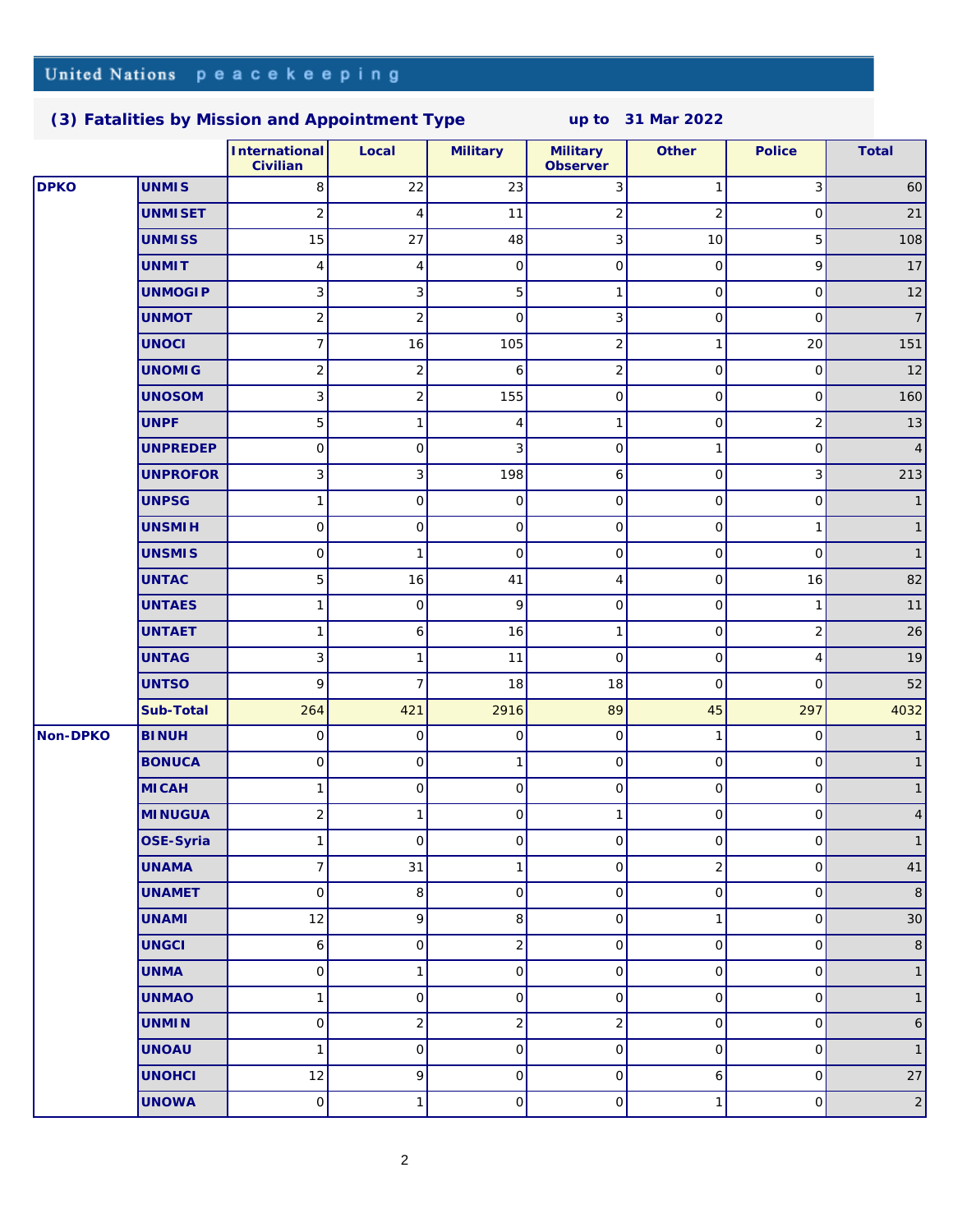United Nations peacekeeping

## (3) Fatalities by Mission and Appointment Type up to 31 Mar 2022

| | | International Civilian | Local | Military | Military Observer | Other | Police | Total |
|---|---|---|---|---|---|---|---|---|
| **DPKO** | **UNMIS** | 8 | 22 | 23 | 3 | 1 | 3 | 60 |
| | **UNMISET** | 2 | 4 | 11 | 2 | 2 | 0 | 21 |
| | **UNMISS** | 15 | 27 | 48 | 3 | 10 | 5 | 108 |
| | **UNMIT** | 4 | 4 | 0 | 0 | 0 | 9 | 17 |
| | **UNMOGIP** | 3 | 3 | 5 | 1 | 0 | 0 | 12 |
| | **UNMOT** | 2 | 2 | 0 | 3 | 0 | 0 | 7 |
| | **UNOCI** | 7 | 16 | 105 | 2 | 1 | 20 | 151 |
| | **UNOMIG** | 2 | 2 | 6 | 2 | 0 | 0 | 12 |
| | **UNOSOM** | 3 | 2 | 155 | 0 | 0 | 0 | 160 |
| | **UNPF** | 5 | 1 | 4 | 1 | 0 | 2 | 13 |
| | **UNPREDEP** | 0 | 0 | 3 | 0 | 1 | 0 | 4 |
| | **UNPROFOR** | 3 | 3 | 198 | 6 | 0 | 3 | 213 |
| | **UNPSG** | 1 | 0 | 0 | 0 | 0 | 0 | 1 |
| | **UNSMIH** | 0 | 0 | 0 | 0 | 0 | 1 | 1 |
| | **UNSMIS** | 0 | 1 | 0 | 0 | 0 | 0 | 1 |
| | **UNTAC** | 5 | 16 | 41 | 4 | 0 | 16 | 82 |
| | **UNTAES** | 1 | 0 | 9 | 0 | 0 | 1 | 11 |
| | **UNTAET** | 1 | 6 | 16 | 1 | 0 | 2 | 26 |
| | **UNTAG** | 3 | 1 | 11 | 0 | 0 | 4 | 19 |
| | **UNTSO** | 9 | 7 | 18 | 18 | 0 | 0 | 52 |
| | **Sub-Total** | 264 | 421 | 2916 | 89 | 45 | 297 | 4032 |
| **Non-DPKO** | **BINUH** | 0 | 0 | 0 | 0 | 1 | 0 | 1 |
| | **BONUCA** | 0 | 0 | 1 | 0 | 0 | 0 | 1 |
| | **MICAH** | 1 | 0 | 0 | 0 | 0 | 0 | 1 |
| | **MINUGUA** | 2 | 1 | 0 | 1 | 0 | 0 | 4 |
| | **OSE-Syria** | 1 | 0 | 0 | 0 | 0 | 0 | 1 |
| | **UNAMA** | 7 | 31 | 1 | 0 | 2 | 0 | 41 |
| | **UNAMET** | 0 | 8 | 0 | 0 | 0 | 0 | 8 |
| | **UNAMI** | 12 | 9 | 8 | 0 | 1 | 0 | 30 |
| | **UNGCI** | 6 | 0 | 2 | 0 | 0 | 0 | 8 |
| | **UNMA** | 0 | 1 | 0 | 0 | 0 | 0 | 1 |
| | **UNMAO** | 1 | 0 | 0 | 0 | 0 | 0 | 1 |
| | **UNMIN** | 0 | 2 | 2 | 2 | 0 | 0 | 6 |
| | **UNOAU** | 1 | 0 | 0 | 0 | 0 | 0 | 1 |
| | **UNOHCI** | 12 | 9 | 0 | 0 | 6 | 0 | 27 |
| | **UNOWA** | 0 | 1 | 0 | 0 | 1 | 0 | 2 |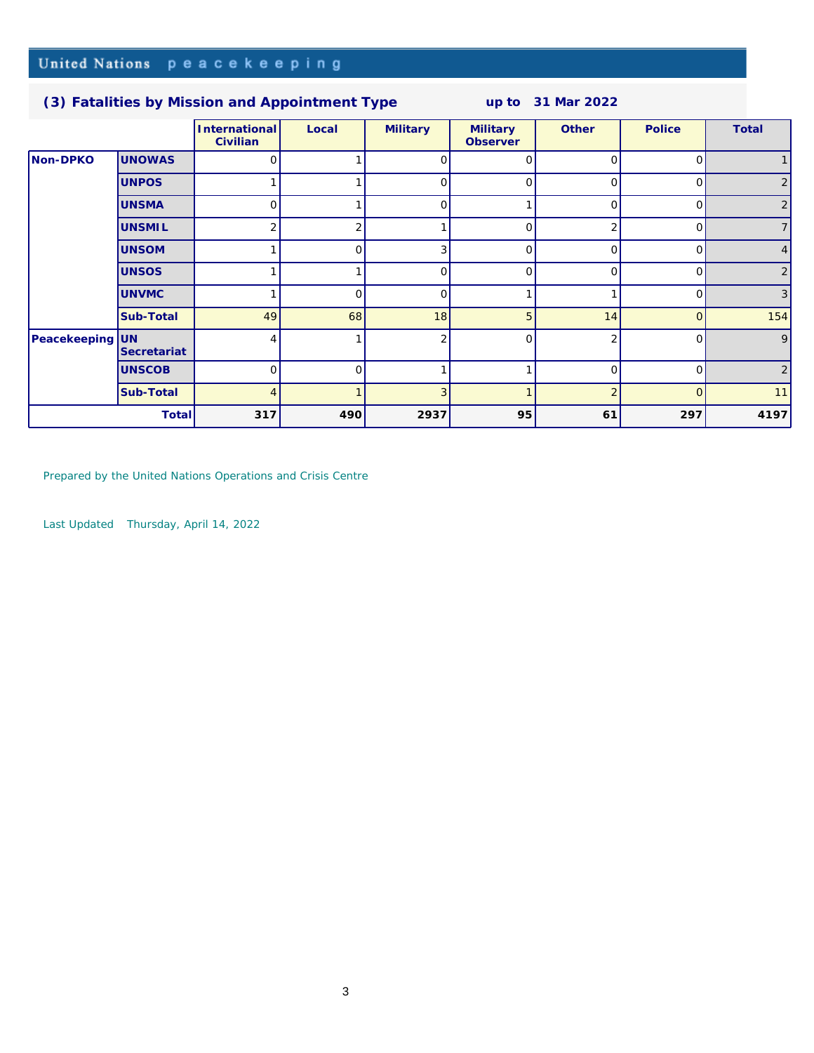United Nations peacekeeping

## (3) Fatalities by Mission and Appointment Type up to 31 Mar 2022

| | | International Civilian | Local | Military | Military Observer | Other | Police | Total |
|---|---|---|---|---|---|---|---|---|
| Non-DPKO | UNOWAS | 0 | 1 | 0 | 0 | 0 | 0 | 1 |
| | UNPOS | 1 | 1 | 0 | 0 | 0 | 0 | 2 |
| | UNSMA | 0 | 1 | 0 | 1 | 0 | 0 | 2 |
| | UNSMIL | 2 | 2 | 1 | 0 | 2 | 0 | 7 |
| | UNSOM | 1 | 0 | 3 | 0 | 0 | 0 | 4 |
| | UNSOS | 1 | 1 | 0 | 0 | 0 | 0 | 2 |
| | UNVMC | 1 | 0 | 0 | 1 | 1 | 0 | 3 |
| | Sub-Total | 49 | 68 | 18 | 5 | 14 | 0 | 154 |
| Peacekeeping | UN Secretariat | 4 | 1 | 2 | 0 | 2 | 0 | 9 |
| | UNSCOB | 0 | 0 | 1 | 1 | 0 | 0 | 2 |
| | Sub-Total | 4 | 1 | 3 | 1 | 2 | 0 | 11 |
| Total | | **317** | **490** | **2937** | **95** | **61** | **297** | **4197** |

Prepared by the United Nations Operations and Crisis Centre

Last Updated Thursday, April 14, 2022